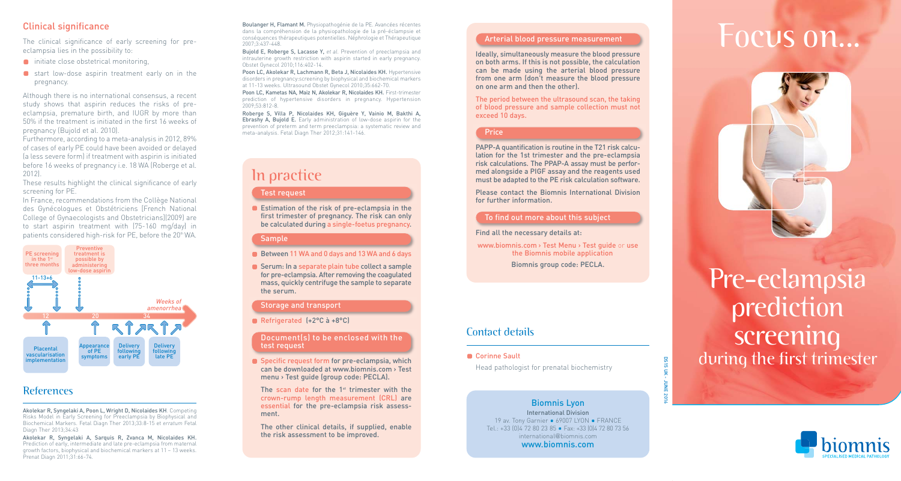## Clinical significance

The clinical significance of early screening for pre-eclampsia lies in the possibility to:

- initiate close obstetrical monitoring,
- start low-dose aspirin treatment early on in the pregnancy.

Although there is no international consensus, a recent study shows that aspirin reduces the risks of pre-eclampsia, premature birth, and IUGR by more than 50% if the treatment is initiated in the first 16 weeks of pregnancy (Bujold et al. 2010).

Furthermore, according to a meta-analysis in 2012, 89% of cases of early PE could have been avoided or delayed (a less severe form) if treatment with aspirin is initiated before 16 weeks of pregnancy i.e. 18 WA (Roberge et al. 2012).

These results highlight the clinical significance of early screening for PE.

In France, recommendations from the Collège National des Gynécologues et Obstétriciens (French National College of Gynaecologists and Obstetricians)(2009) are to start aspirin treatment with (75-160 mg/day) in patients considered high-risk for PE, before the 20th WA.

PE screening in the 1st three months — 11-13+6
Preventive treatment is possible by administering low-dose aspirin

Weeks of amenorrhea: 12 — 20 — 34

Placental vascularisation implementation | Appearance of PE symptoms | Delivery following early PE | Delivery following late PE

## References

**Akolekar R, Syngelaki A, Poon L, Wright D, Nicolaides KH**. Competing Risks Model in Early Screening for Preeclampsia by Biophysical and Biochemical Markers. Fetal Diagn Ther 2013;33:8-15 et *erratum* Fetal Diagn Ther 2013;34:43

**Akolekar R, Syngelaki A, Sarquis R, Zvanca M, Nicolaides KH.** Prediction of early, intermediate and late pre-eclampsia from maternal growth factors, biophysical and biochemical markers at 11 – 13 weeks. Prenat Diagn 2011;31:66-74.

**Boulanger H, Flamant M.** Physiopathogénie de la PE. Avancées récentes dans la compréhension de la physiopathologie de la pré-éclampsie et conséquences thérapeutiques potentielles. Néphrologie et Thérapeutique 2007;3:437-448.

**Bujold E, Roberge S, Lacasse Y,** *et al*. Prevention of preeclampsia and intrauterine growth restriction with aspirin started in early pregnancy. Obstet Gynecol 2010;116:402-14.

**Poon LC, Akolekar R, Lachmann R, Beta J, Nicolaides KH.** Hypertensive disorders in pregnancy:screening by biophysical and biochemical markers at 11-13 weeks. Ultrasound Obstet Gynecol 2010;35:662-70.

**Poon LC, Kametas NA, Maiz N, Akolekar R, Nicolaides KH.** First-trimester prediction of hypertensive disorders in pregnancy. Hypertension 2009;53:812-8.

**Roberge S, Villa P, Nicolaides KH, Giguère Y, Vainio M, Bakthi A, Ebrashy A, Bujold E.** Early administration of low-dose aspirin for the prevention of preterm and term preeclampsia: a systematic review and meta-analysis. Fetal Diagn Ther 2012;31:141-146.

## In practice

### Test request

- Estimation of the risk of pre-eclampsia in the first trimester of pregnancy. The risk can only be calculated during a single-foetus pregnancy.

### Sample

- Between 11 WA and 0 days and 13 WA and 6 days
- Serum: In a separate plain tube collect a sample for pre-eclampsia. After removing the coagulated mass, quickly centrifuge the sample to separate the serum.

### Storage and transport

- Refrigerated (+2°C à +8°C)

### Document(s) to be enclosed with the test request

- Specific request form for pre-eclampsia, which can be downloaded at www.biomnis.com › Test menu › Test guide (group code: PECLA).

  The scan date for the 1st trimester with the crown-rump length measurement (CRL) are essential for the pre-eclampsia risk assessment.

  The other clinical details, if supplied, enable the risk assessment to be improved.

### Arterial blood pressure measurement

Ideally, simultaneously measure the blood pressure on both arms. If this is not possible, the calculation can be made using the arterial blood pressure from one arm (don't measure the blood pressure on one arm and then the other).

The period between the ultrasound scan, the taking of blood pressure and sample collection must not exceed 10 days.

### Price

PAPP-A quantification is routine in the T21 risk calculation for the 1st trimester and the pre-eclampsia risk calculations. The PPAP-A assay must be performed alongside a PlGF assay and the reagents used must be adapted to the PE risk calculation software.

Please contact the Biomnis International Division for further information.

### To find out more about this subject

Find all the necessary details at:

www.biomnis.com › Test Menu › Test guide or use the Biomnis mobile application

Biomnis group code: PECLA.

## Contact details

- Corinne Sault

  Head pathologist for prenatal biochemistry

**Biomnis Lyon**
**International Division**
19 av. Tony Garnier • 69007 LYON • FRANCE
Tel.: +33 (0)4 72 80 23 85 • Fax: +33 (0)4 72 80 73 56
international@biomnis.com
**www.biomnis.com**

DS15 UK - JUNE 2016

# Focus on...

# Pre-eclampsia prediction screening during the first trimester

biomnis
SPECIALISED MEDICAL PATHOLOGY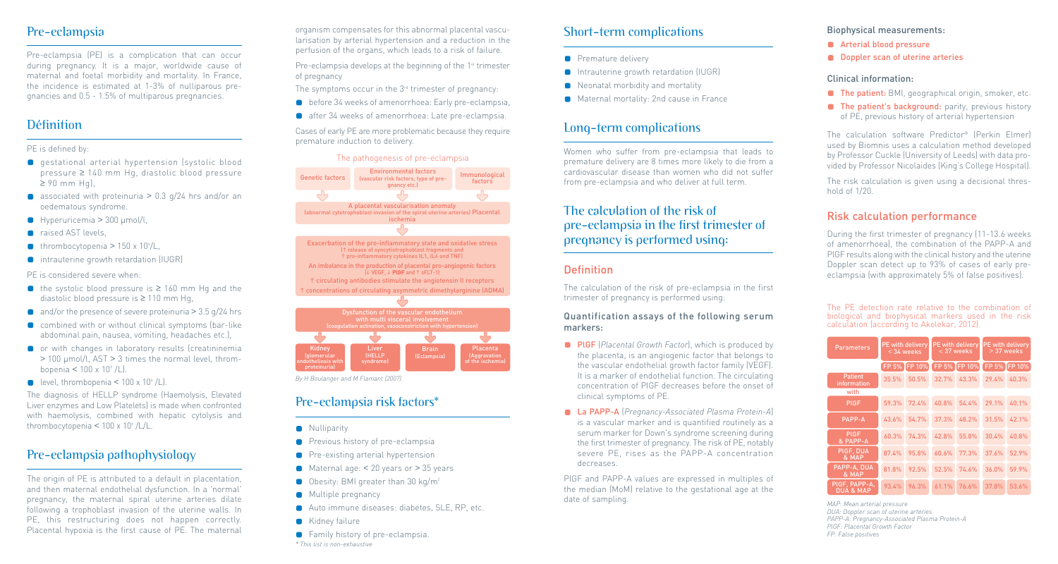## Pre-eclampsia

Pre-eclampsia (PE) is a complication that can occur during pregnancy. It is a major, worldwide cause of maternal and foetal morbidity and mortality. In France, the incidence is estimated at 1-3% of nulliparous pregnancies and 0.5 - 1.5% of multiparous pregnancies.

## Définition

PE is defined by:

- gestational arterial hypertension (systolic blood pressure ≥ 140 mm Hg, diastolic blood pressure ≥ 90 mm Hg),
- associated with proteinuria > 0.3 g/24 hrs and/or an oedematous syndrome.
- Hyperuricemia > 300 µmol/l,
- raised AST levels,
- thrombocytopenia > 150 x $10^9$/L,
- intrauterine growth retardation (IUGR)

PE is considered severe when:

- the systolic blood pressure is ≥ 160 mm Hg and the diastolic blood pressure is ≥ 110 mm Hg,
- and/or the presence of severe proteinuria > 3.5 g/24 hrs
- combined with or without clinical symptoms (bar-like abdominal pain, nausea, vomiting, headaches etc.),
- or with changes in laboratory results (creatininemia > 100 µmol/l, AST > 3 times the normal level, thrombopenia < 100 x $10^9$ /L).
- level, thrombopenia < 100 x $10^9$ /L).

The diagnosis of HELLP syndrome (Haemolysis, Elevated Liver enzymes and Low Platelets) is made when confronted with haemolysis, combined with hepatic cytolysis and thrombocytopenia < 100 x $10^9$ /L/L.

## Pre-eclampsia pathophysiology

The origin of PE is attributed to a default in placentation, and then maternal endothelial dysfunction. In a 'normal' pregnancy, the maternal spiral uterine arteries dilate following a trophoblast invasion of the uterine walls. In PE, this restructuring does not happen correctly. Placental hypoxia is the first cause of PE. The maternal organism compensates for this abnormal placental vascularisation by arterial hypertension and a reduction in the perfusion of the organs, which leads to a risk of failure.

Pre-eclampsia develops at the beginning of the 1st trimester of pregnancy

The symptoms occur in the 3rd trimester of pregnancy:

- before 34 weeks of amenorrhoea: Early pre-eclampsia,
- after 34 weeks of amenorrhoea: Late pre-eclampsia.

Cases of early PE are more problematic because they require premature induction to delivery.

The pathogenesis of pre-eclampsia

Genetic factors | Environmental factors (vascular risk factors, type of pregnancy etc.) | Immunological factors

A placental vascularisation anomaly (abnormal cytotrophoblast invasion of the spiral uterine arteries) Placental ischemia

Exacerbation of the pro-inflammatory state and oxidative stress (↑ release of syncytiotrophoblast fragments and ↑ pro-inflammatory cytokines (IL1, IL6 and TNF)

An imbalance in the production of placental pro-angiogenic factors (↓ VEGF, ↓ PlGF and ↑ sFLT-1)

↑ circulating antibodies stimulate the angiotensin II receptors

↑ concentrations of circulating asymmetric dimethylarginine (ADMA)

Dysfunction of the vascular endothelium with multi visceral involvement (coagulation activation, vasoconstriction with hypertension)

Kidney (glomerular endotheliosis with proteinuria) | Liver (HELLP syndrome) | Brain (Eclampsia) | Placenta (Aggravation of the ischemia)

*By H Boulanger and M Flamant (2007).*

## Pre-eclampsia risk factors*

- Nulliparity
- Previous history of pre-eclampsia
- Pre-existing arterial hypertension
- Maternal age: < 20 years or > 35 years
- Obesity: BMI greater than 30 kg/m²
- Multiple pregnancy
- Auto immune diseases: diabetes, SLE, RP, etc.
- Kidney failure
- Family history of pre-eclampsia.

*\* This list is non-exhaustive*

## Short-term complications

- Premature delivery
- Intrauterine growth retardation (IUGR)
- Neonatal morbidity and mortality
- Maternal mortality: 2nd cause in France

## Long-term complications

Women who suffer from pre-eclampsia that leads to premature delivery are 8 times more likely to die from a cardiovascular disease than women who did not suffer from pre-eclampsia and who deliver at full term.

## The calculation of the risk of pre-eclampsia in the first trimester of pregnancy is performed using:

### Definition

The calculation of the risk of pre-eclampsia in the first trimester of pregnancy is performed using:

#### Quantification assays of the following serum markers:

- **PlGF** (*Placental Growth Factor*), which is produced by the placenta, is an angiogenic factor that belongs to the vascular endothelial growth factor family (VEGF). It is a marker of endothelial function. The circulating concentration of PlGF decreases before the onset of clinical symptoms of PE.
- **La PAPP-A** (*Pregnancy-Associated Plasma Protein-A*) is a vascular marker and is quantified routinely as a serum marker for Down's syndrome screening during the first trimester of pregnancy. The risk of PE, notably severe PE, rises as the PAPP-A concentration decreases.

PlGF and PAPP-A values are expressed in multiples of the median (MoM) relative to the gestational age at the date of sampling.

#### Biophysical measurements:

- Arterial blood pressure
- Doppler scan of uterine arteries

#### Clinical information:

- **The patient:** BMI, geographical origin, smoker, etc.
- **The patient's background:** parity, previous history of PE, previous history of arterial hypertension

The calculation software Predictor® (Perkin Elmer) used by Biomnis uses a calculation method developed by Professor Cuckle (University of Leeds) with data provided by Professor Nicolaides (King's College Hospital).

The risk calculation is given using a decisional threshold of 1/20.

## Risk calculation performance

During the first trimester of pregnancy (11-13.6 weeks of amenorrhoea), the combination of the PAPP-A and PlGF results along with the clinical history and the uterine Doppler scan detect up to 93% of cases of early pre-eclampsia (with approximately 5% of false positives).

The PE detection rate relative to the combination of biological and biophysical markers used in the risk calculation (according to Akolekar, 2012).

| Parameters | PE with delivery < 34 weeks | | PE with delivery < 37 weeks | | PE with delivery > 37 weeks | |
|---|---|---|---|---|---|---|
| | FP 5% | FP 10% | FP 5% | FP 10% | FP 5% | FP 10% |
| Patient information with | 35.5% | 50.5% | 32.7% | 43.3% | 29.4% | 40.3% |
| PlGF | 59.3% | 72.4% | 40.8% | 54.4% | 29.1% | 40.1% |
| PAPP-A | 43.6% | 54.7% | 37.3% | 48.2% | 31.5% | 42.1% |
| PlGF & PAPP-A | 60.3% | 74.3% | 42.8% | 55.8% | 30.4% | 40.8% |
| PlGF, DUA & MAP | 87.4% | 95.8% | 60.6% | 77.3% | 37.6% | 52.9% |
| PAPP-A, DUA & MAP | 81.8% | 92.5% | 52.5% | 74.6% | 36.0% | 59.9% |
| PlGF, PAPP-A, DUA & MAP | 93.4% | 96.3% | 61.1% | 76.6% | 37.8% | 53.6% |

*MAP: Mean arterial pressure*
*DUA: Doppler scan of uterine arteries*
*PAPP-A: Pregnancy-Associated Plasma Protein-A*
*PlGF: Placental Growth Factor*
*FP: False positives*